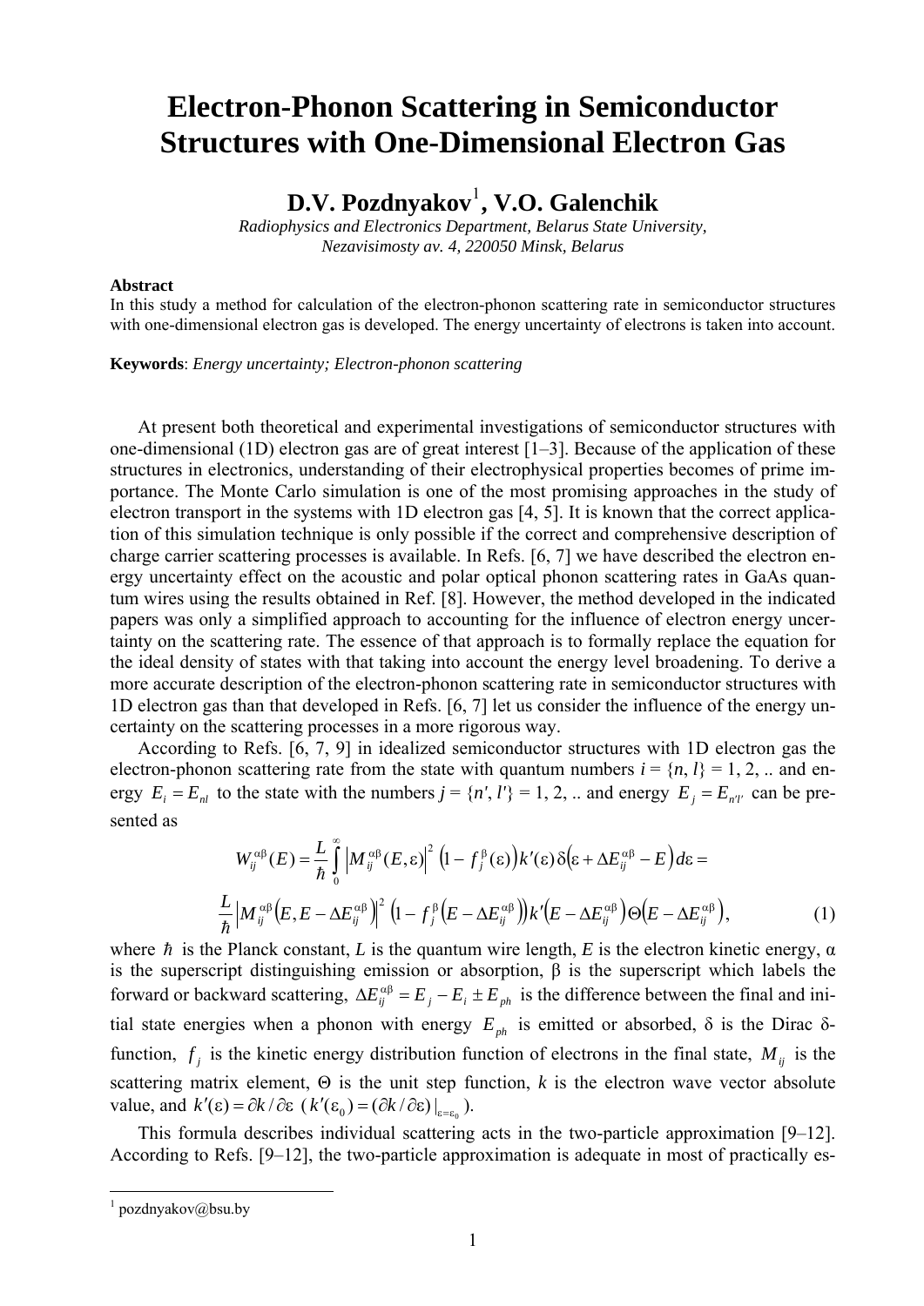# Electron-Phonon Scattering in Semiconductor Structures with One-Dimensional Electron Gas

## D.V. Pozdnyakov[1], V.O. Galenchik

*Radiophysics and Electronics Department, Belarus State University, Nezavisimosty av. 4, 220050 Minsk, Belarus*

**Abstract**

In this study a method for calculation of the electron-phonon scattering rate in semiconductor structures with one-dimensional electron gas is developed. The energy uncertainty of electrons is taken into account.

**Keywords**: *Energy uncertainty; Electron-phonon scattering*

At present both theoretical and experimental investigations of semiconductor structures with one-dimensional (1D) electron gas are of great interest [1–3]. Because of the application of these structures in electronics, understanding of their electrophysical properties becomes of prime importance. The Monte Carlo simulation is one of the most promising approaches in the study of electron transport in the systems with 1D electron gas [4, 5]. It is known that the correct application of this simulation technique is only possible if the correct and comprehensive description of charge carrier scattering processes is available. In Refs. [6, 7] we have described the electron energy uncertainty effect on the acoustic and polar optical phonon scattering rates in GaAs quantum wires using the results obtained in Ref. [8]. However, the method developed in the indicated papers was only a simplified approach to accounting for the influence of electron energy uncertainty on the scattering rate. The essence of that approach is to formally replace the equation for the ideal density of states with that taking into account the energy level broadening. To derive a more accurate description of the electron-phonon scattering rate in semiconductor structures with 1D electron gas than that developed in Refs. [6, 7] let us consider the influence of the energy uncertainty on the scattering processes in a more rigorous way.

According to Refs. [6, 7, 9] in idealized semiconductor structures with 1D electron gas the electron-phonon scattering rate from the state with quantum numbers $i = \{n, l\} = 1, 2, ..$ and energy $E_i = E_{nl}$ to the state with the numbers $j = \{n', l'\} = 1, 2, ..$ and energy $E_j = E_{n'l'}$ can be presented as

$$W_{ij}^{\alpha\beta}(E) = \frac{L}{\hbar}\int_0^{\infty}\left|M_{ij}^{\alpha\beta}(E,\varepsilon)\right|^2\left(1 - f_j^{\beta}(\varepsilon)\right)k'(\varepsilon)\,\delta\left(\varepsilon + \Delta E_{ij}^{\alpha\beta} - E\right)d\varepsilon =$$

$$\frac{L}{\hbar}\left|M_{ij}^{\alpha\beta}\left(E, E - \Delta E_{ij}^{\alpha\beta}\right)\right|^2\left(1 - f_j^{\beta}\left(E - \Delta E_{ij}^{\alpha\beta}\right)\right)k'\left(E - \Delta E_{ij}^{\alpha\beta}\right)\Theta\left(E - \Delta E_{ij}^{\alpha\beta}\right), \qquad (1)$$

where $\hbar$ is the Planck constant, $L$ is the quantum wire length, $E$ is the electron kinetic energy, α is the superscript distinguishing emission or absorption, β is the superscript which labels the forward or backward scattering, $\Delta E_{ij}^{\alpha\beta} = E_j - E_i \pm E_{ph}$ is the difference between the final and initial state energies when a phonon with energy $E_{ph}$ is emitted or absorbed, δ is the Dirac δ-function, $f_j$ is the kinetic energy distribution function of electrons in the final state, $M_{ij}$ is the scattering matrix element, Θ is the unit step function, $k$ is the electron wave vector absolute value, and $k'(\varepsilon) = \partial k / \partial \varepsilon$ ($k'(\varepsilon_0) = (\partial k / \partial \varepsilon)|_{\varepsilon = \varepsilon_0}$).

This formula describes individual scattering acts in the two-particle approximation [9–12]. According to Refs. [9–12], the two-particle approximation is adequate in most of practically es-

[1] pozdnyakov@bsu.by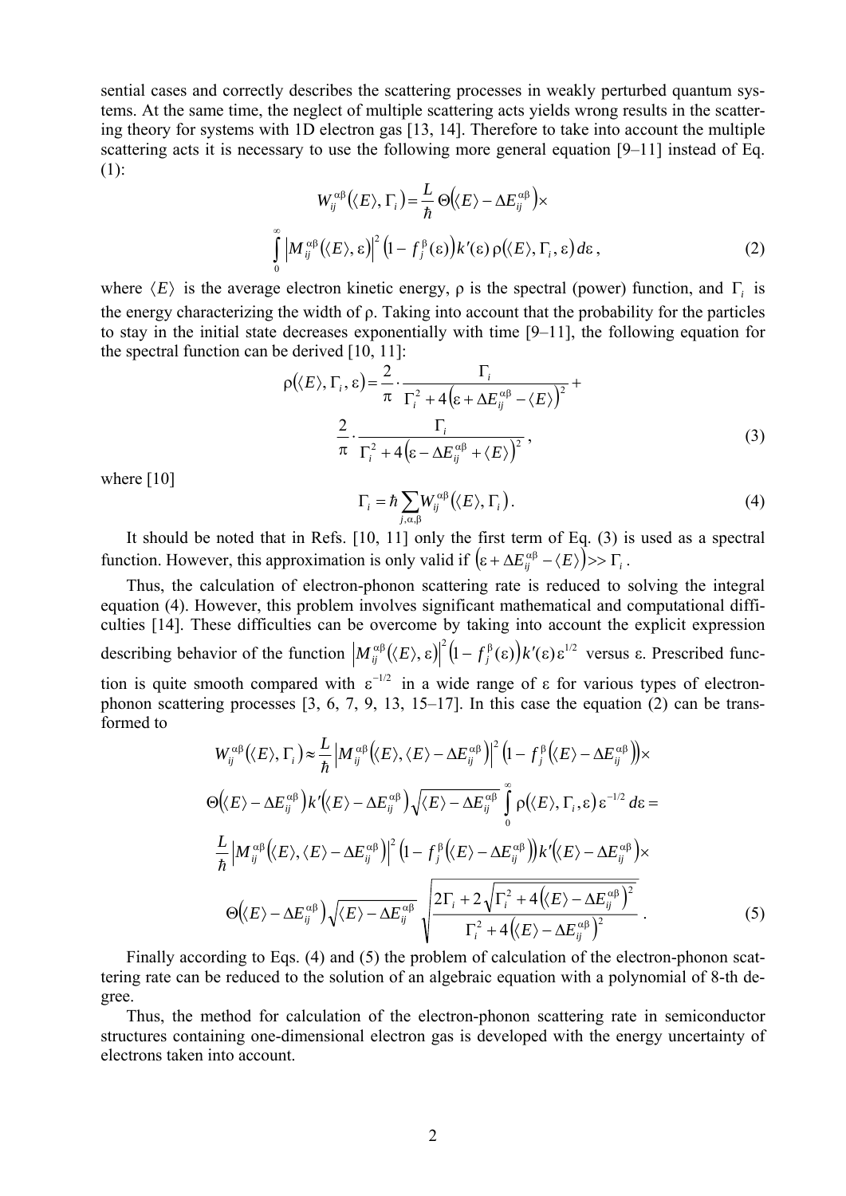sential cases and correctly describes the scattering processes in weakly perturbed quantum systems. At the same time, the neglect of multiple scattering acts yields wrong results in the scattering theory for systems with 1D electron gas [13, 14]. Therefore to take into account the multiple scattering acts it is necessary to use the following more general equation [9–11] instead of Eq. (1):

$$W_{ij}^{\alpha\beta}\left(\langle E\rangle, \Gamma_i\right) = \frac{L}{\hbar}\,\Theta\!\left(\langle E\rangle - \Delta E_{ij}^{\alpha\beta}\right)\times$$
$$\int_0^{\infty} \left|M_{ij}^{\alpha\beta}\left(\langle E\rangle, \varepsilon\right)\right|^2 \left(1 - f_j^{\beta}(\varepsilon)\right) k'(\varepsilon)\, \rho\left(\langle E\rangle, \Gamma_i, \varepsilon\right) d\varepsilon\,, \tag{2}$$

where $\langle E\rangle$ is the average electron kinetic energy, ρ is the spectral (power) function, and $\Gamma_i$ is the energy characterizing the width of ρ. Taking into account that the probability for the particles to stay in the initial state decreases exponentially with time [9–11], the following equation for the spectral function can be derived [10, 11]:

$$\rho\left(\langle E\rangle, \Gamma_i, \varepsilon\right) = \frac{2}{\pi}\cdot\frac{\Gamma_i}{\Gamma_i^2 + 4\left(\varepsilon + \Delta E_{ij}^{\alpha\beta} - \langle E\rangle\right)^2} +$$
$$\frac{2}{\pi}\cdot\frac{\Gamma_i}{\Gamma_i^2 + 4\left(\varepsilon - \Delta E_{ij}^{\alpha\beta} + \langle E\rangle\right)^2}\,, \tag{3}$$

where [10]

$$\Gamma_i = \hbar \sum_{j,\alpha,\beta} W_{ij}^{\alpha\beta}\left(\langle E\rangle, \Gamma_i\right). \tag{4}$$

It should be noted that in Refs. [10, 11] only the first term of Eq. (3) is used as a spectral function. However, this approximation is only valid if $\left(\varepsilon + \Delta E_{ij}^{\alpha\beta} - \langle E\rangle\right) >> \Gamma_i$.

Thus, the calculation of electron-phonon scattering rate is reduced to solving the integral equation (4). However, this problem involves significant mathematical and computational difficulties [14]. These difficulties can be overcome by taking into account the explicit expression describing behavior of the function $\left|M_{ij}^{\alpha\beta}\left(\langle E\rangle, \varepsilon\right)\right|^2 \left(1 - f_j^{\beta}(\varepsilon)\right) k'(\varepsilon)\,\varepsilon^{1/2}$ versus ε. Prescribed function is quite smooth compared with $\varepsilon^{-1/2}$ in a wide range of ε for various types of electron-phonon scattering processes [3, 6, 7, 9, 13, 15–17]. In this case the equation (2) can be transformed to

$$W_{ij}^{\alpha\beta}\left(\langle E\rangle, \Gamma_i\right) \approx \frac{L}{\hbar}\left|M_{ij}^{\alpha\beta}\left(\langle E\rangle, \langle E\rangle - \Delta E_{ij}^{\alpha\beta}\right)\right|^2 \left(1 - f_j^{\beta}\left(\langle E\rangle - \Delta E_{ij}^{\alpha\beta}\right)\right)\times$$
$$\Theta\left(\langle E\rangle - \Delta E_{ij}^{\alpha\beta}\right) k'\left(\langle E\rangle - \Delta E_{ij}^{\alpha\beta}\right)\sqrt{\langle E\rangle - \Delta E_{ij}^{\alpha\beta}} \int_0^{\infty} \rho\left(\langle E\rangle, \Gamma_i, \varepsilon\right) \varepsilon^{-1/2}\, d\varepsilon =$$
$$\frac{L}{\hbar}\left|M_{ij}^{\alpha\beta}\left(\langle E\rangle, \langle E\rangle - \Delta E_{ij}^{\alpha\beta}\right)\right|^2 \left(1 - f_j^{\beta}\left(\langle E\rangle - \Delta E_{ij}^{\alpha\beta}\right)\right) k'\left(\langle E\rangle - \Delta E_{ij}^{\alpha\beta}\right)\times$$
$$\Theta\left(\langle E\rangle - \Delta E_{ij}^{\alpha\beta}\right)\sqrt{\langle E\rangle - \Delta E_{ij}^{\alpha\beta}}\,\sqrt{\frac{2\Gamma_i + 2\sqrt{\Gamma_i^2 + 4\left(\langle E\rangle - \Delta E_{ij}^{\alpha\beta}\right)^2}}{\Gamma_i^2 + 4\left(\langle E\rangle - \Delta E_{ij}^{\alpha\beta}\right)^2}}\,. \tag{5}$$

Finally according to Eqs. (4) and (5) the problem of calculation of the electron-phonon scattering rate can be reduced to the solution of an algebraic equation with a polynomial of 8-th degree.

Thus, the method for calculation of the electron-phonon scattering rate in semiconductor structures containing one-dimensional electron gas is developed with the energy uncertainty of electrons taken into account.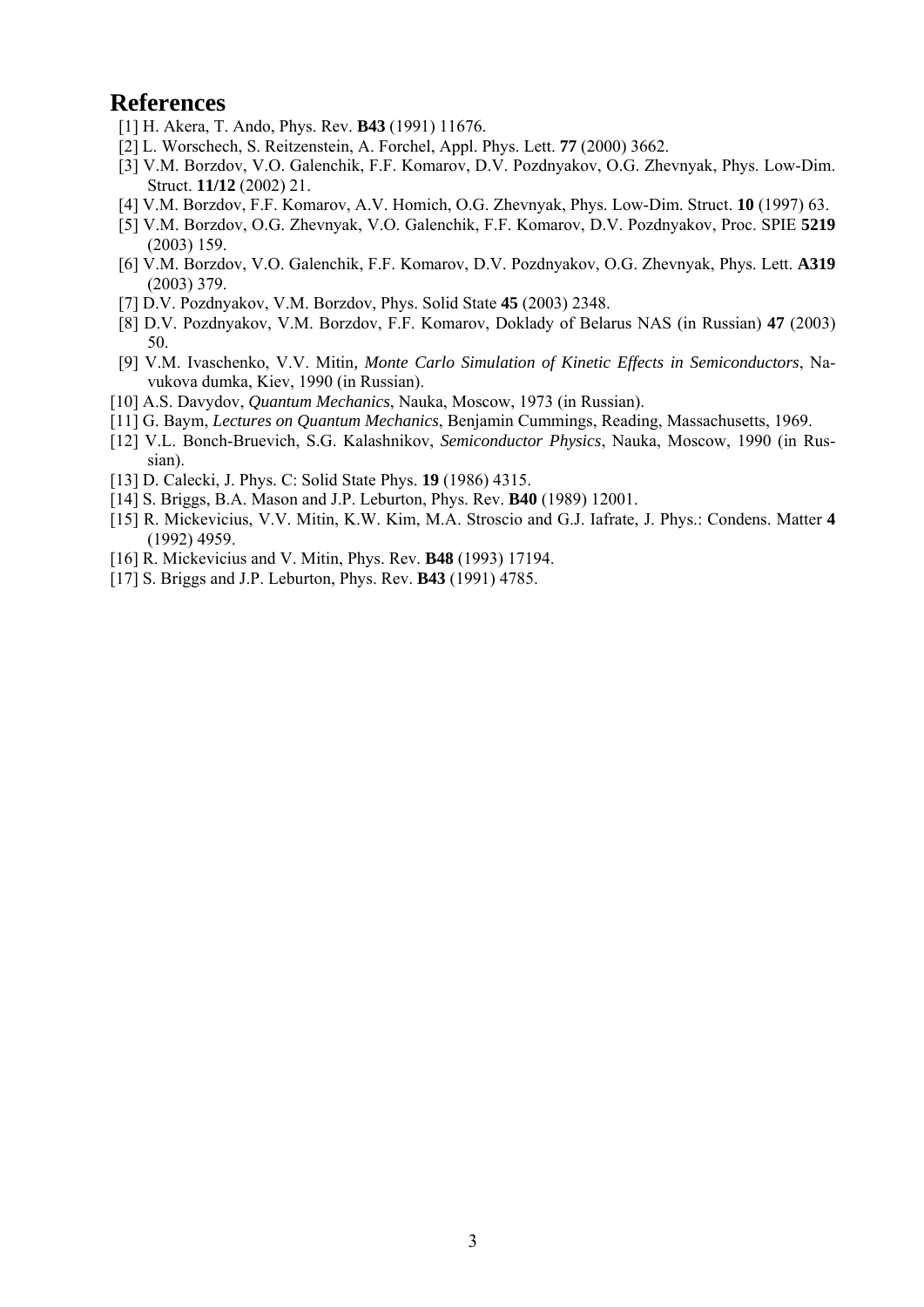# References

[1] H. Akera, T. Ando, Phys. Rev. **B43** (1991) 11676.

[2] L. Worschech, S. Reitzenstein, A. Forchel, Appl. Phys. Lett. **77** (2000) 3662.

[3] V.M. Borzdov, V.O. Galenchik, F.F. Komarov, D.V. Pozdnyakov, O.G. Zhevnyak, Phys. Low-Dim. Struct. **11/12** (2002) 21.

[4] V.M. Borzdov, F.F. Komarov, A.V. Homich, O.G. Zhevnyak, Phys. Low-Dim. Struct. **10** (1997) 63.

[5] V.M. Borzdov, O.G. Zhevnyak, V.O. Galenchik, F.F. Komarov, D.V. Pozdnyakov, Proc. SPIE **5219** (2003) 159.

[6] V.M. Borzdov, V.O. Galenchik, F.F. Komarov, D.V. Pozdnyakov, O.G. Zhevnyak, Phys. Lett. **A319** (2003) 379.

[7] D.V. Pozdnyakov, V.M. Borzdov, Phys. Solid State **45** (2003) 2348.

[8] D.V. Pozdnyakov, V.M. Borzdov, F.F. Komarov, Doklady of Belarus NAS (in Russian) **47** (2003) 50.

[9] V.M. Ivaschenko, V.V. Mitin, *Monte Carlo Simulation of Kinetic Effects in Semiconductors*, Navukova dumka, Kiev, 1990 (in Russian).

[10] A.S. Davydov, *Quantum Mechanics*, Nauka, Moscow, 1973 (in Russian).

[11] G. Baym, *Lectures on Quantum Mechanics*, Benjamin Cummings, Reading, Massachusetts, 1969.

[12] V.L. Bonch-Bruevich, S.G. Kalashnikov, *Semiconductor Physics*, Nauka, Moscow, 1990 (in Russian).

[13] D. Calecki, J. Phys. C: Solid State Phys. **19** (1986) 4315.

[14] S. Briggs, B.A. Mason and J.P. Leburton, Phys. Rev. **B40** (1989) 12001.

[15] R. Mickevicius, V.V. Mitin, K.W. Kim, M.A. Stroscio and G.J. Iafrate, J. Phys.: Condens. Matter **4** (1992) 4959.

[16] R. Mickevicius and V. Mitin, Phys. Rev. **B48** (1993) 17194.

[17] S. Briggs and J.P. Leburton, Phys. Rev. **B43** (1991) 4785.